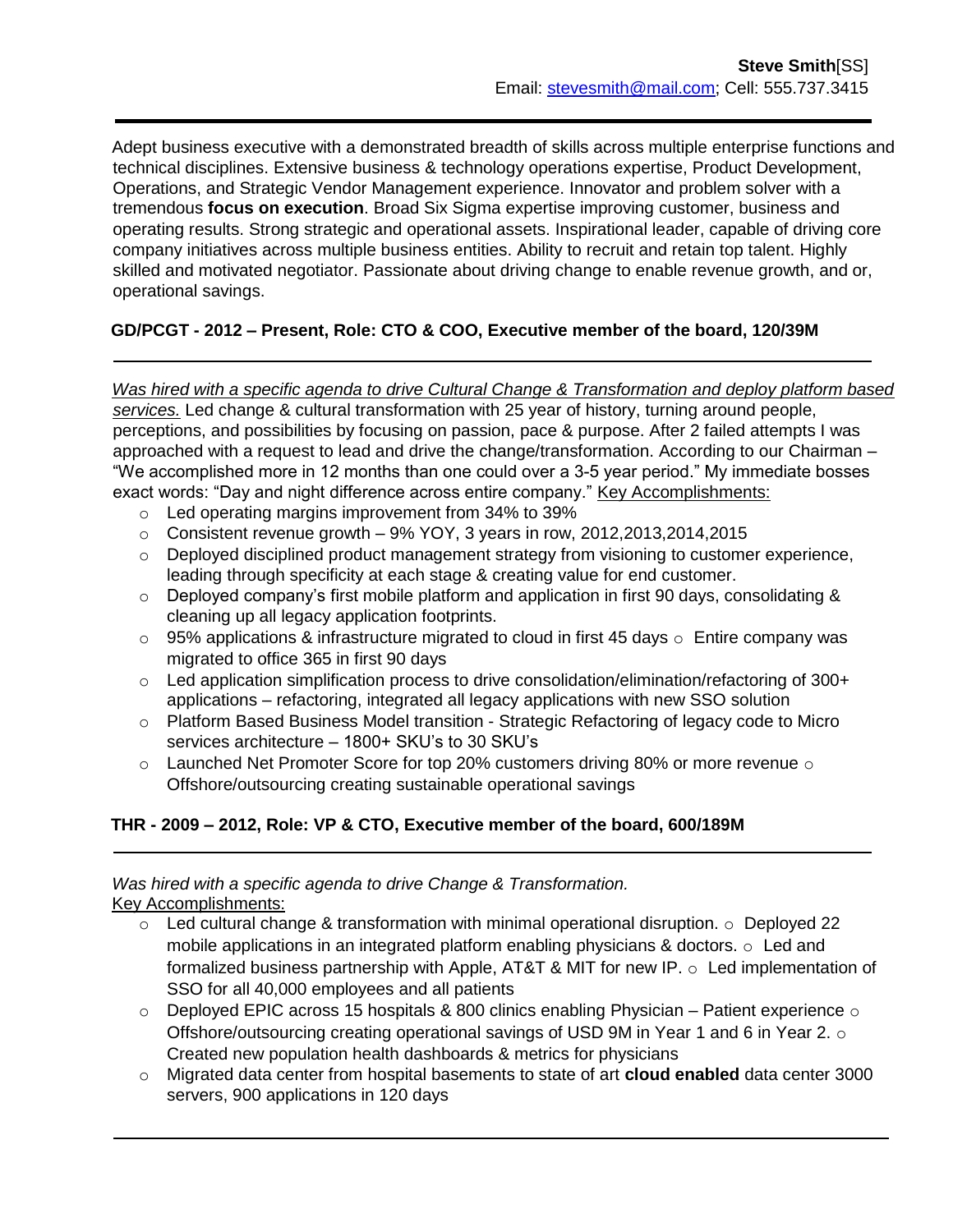**Steve Smith**[SS]
Email: stevesmith@mail.com; Cell: 555.737.3415

---

Adept business executive with a demonstrated breadth of skills across multiple enterprise functions and technical disciplines. Extensive business & technology operations expertise, Product Development, Operations, and Strategic Vendor Management experience. Innovator and problem solver with a tremendous **focus on execution**. Broad Six Sigma expertise improving customer, business and operating results. Strong strategic and operational assets. Inspirational leader, capable of driving core company initiatives across multiple business entities. Ability to recruit and retain top talent. Highly skilled and motivated negotiator. Passionate about driving change to enable revenue growth, and or, operational savings.

**GD/PCGT - 2012 – Present, Role: CTO & COO, Executive member of the board, 120/39M**

---

*Was hired with a specific agenda to drive Cultural Change & Transformation and deploy platform based services.* Led change & cultural transformation with 25 year of history, turning around people, perceptions, and possibilities by focusing on passion, pace & purpose. After 2 failed attempts I was approached with a request to lead and drive the change/transformation. According to our Chairman – "We accomplished more in 12 months than one could over a 3-5 year period." My immediate bosses exact words: "Day and night difference across entire company." Key Accomplishments:

- Led operating margins improvement from 34% to 39%
- Consistent revenue growth – 9% YOY, 3 years in row, 2012,2013,2014,2015
- Deployed disciplined product management strategy from visioning to customer experience, leading through specificity at each stage & creating value for end customer.
- Deployed company's first mobile platform and application in first 90 days, consolidating & cleaning up all legacy application footprints.
- 95% applications & infrastructure migrated to cloud in first 45 days
- Entire company was migrated to office 365 in first 90 days
- Led application simplification process to drive consolidation/elimination/refactoring of 300+ applications – refactoring, integrated all legacy applications with new SSO solution
- Platform Based Business Model transition - Strategic Refactoring of legacy code to Micro services architecture – 1800+ SKU's to 30 SKU's
- Launched Net Promoter Score for top 20% customers driving 80% or more revenue
- Offshore/outsourcing creating sustainable operational savings

**THR - 2009 – 2012, Role: VP & CTO, Executive member of the board, 600/189M**

---

*Was hired with a specific agenda to drive Change & Transformation.*
Key Accomplishments:

- Led cultural change & transformation with minimal operational disruption.
- Deployed 22 mobile applications in an integrated platform enabling physicians & doctors.
- Led and formalized business partnership with Apple, AT&T & MIT for new IP.
- Led implementation of SSO for all 40,000 employees and all patients
- Deployed EPIC across 15 hospitals & 800 clinics enabling Physician – Patient experience
- Offshore/outsourcing creating operational savings of USD 9M in Year 1 and 6 in Year 2.
- Created new population health dashboards & metrics for physicians
- Migrated data center from hospital basements to state of art **cloud enabled** data center 3000 servers, 900 applications in 120 days

---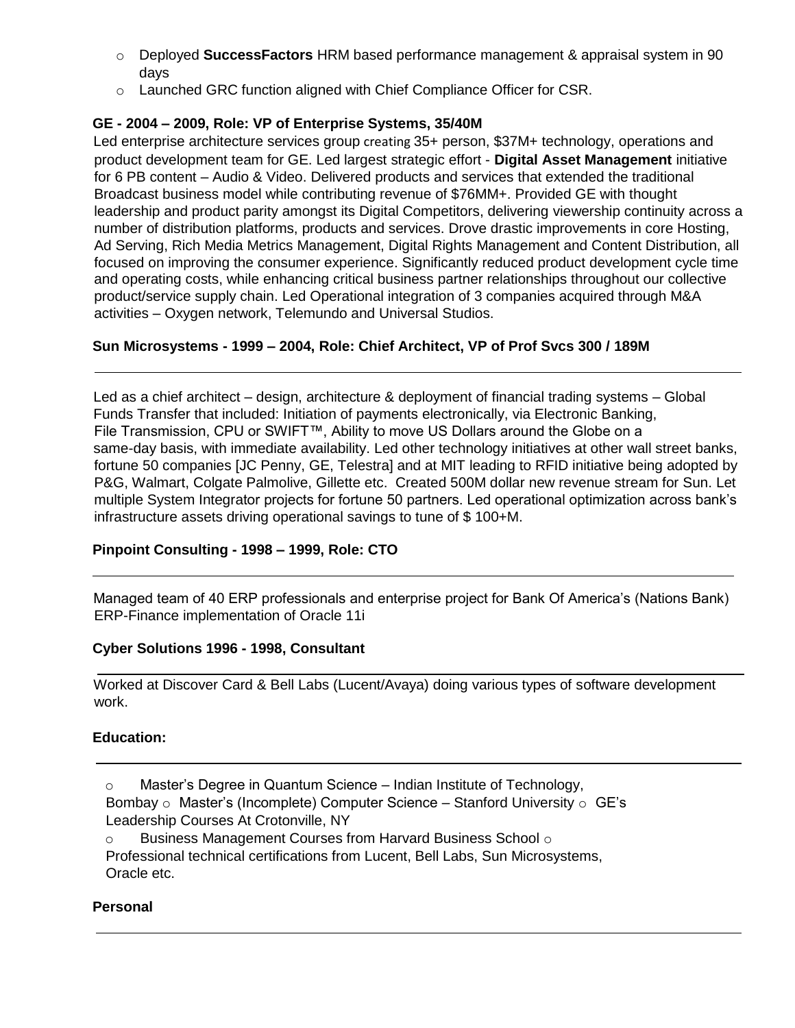- Deployed **SuccessFactors** HRM based performance management & appraisal system in 90 days
- Launched GRC function aligned with Chief Compliance Officer for CSR.

**GE - 2004 – 2009, Role: VP of Enterprise Systems, 35/40M**

Led enterprise architecture services group creating 35+ person, $37M+ technology, operations and product development team for GE. Led largest strategic effort - **Digital Asset Management** initiative for 6 PB content – Audio & Video. Delivered products and services that extended the traditional Broadcast business model while contributing revenue of $76MM+. Provided GE with thought leadership and product parity amongst its Digital Competitors, delivering viewership continuity across a number of distribution platforms, products and services. Drove drastic improvements in core Hosting, Ad Serving, Rich Media Metrics Management, Digital Rights Management and Content Distribution, all focused on improving the consumer experience. Significantly reduced product development cycle time and operating costs, while enhancing critical business partner relationships throughout our collective product/service supply chain. Led Operational integration of 3 companies acquired through M&A activities – Oxygen network, Telemundo and Universal Studios.

**Sun Microsystems - 1999 – 2004, Role: Chief Architect, VP of Prof Svcs 300 / 189M**

---

Led as a chief architect – design, architecture & deployment of financial trading systems – Global Funds Transfer that included: Initiation of payments electronically, via Electronic Banking, File Transmission, CPU or SWIFT™, Ability to move US Dollars around the Globe on a same-day basis, with immediate availability. Led other technology initiatives at other wall street banks, fortune 50 companies [JC Penny, GE, Telestra] and at MIT leading to RFID initiative being adopted by P&G, Walmart, Colgate Palmolive, Gillette etc. Created 500M dollar new revenue stream for Sun. Let multiple System Integrator projects for fortune 50 partners. Led operational optimization across bank's infrastructure assets driving operational savings to tune of $ 100+M.

**Pinpoint Consulting - 1998 – 1999, Role: CTO**

---

Managed team of 40 ERP professionals and enterprise project for Bank Of America's (Nations Bank) ERP-Finance implementation of Oracle 11i

**Cyber Solutions 1996 - 1998, Consultant**

---

Worked at Discover Card & Bell Labs (Lucent/Avaya) doing various types of software development work.

**Education:**

---

- Master's Degree in Quantum Science – Indian Institute of Technology, Bombay
- Master's (Incomplete) Computer Science – Stanford University
- GE's Leadership Courses At Crotonville, NY
- Business Management Courses from Harvard Business School
- Professional technical certifications from Lucent, Bell Labs, Sun Microsystems, Oracle etc.

**Personal**

---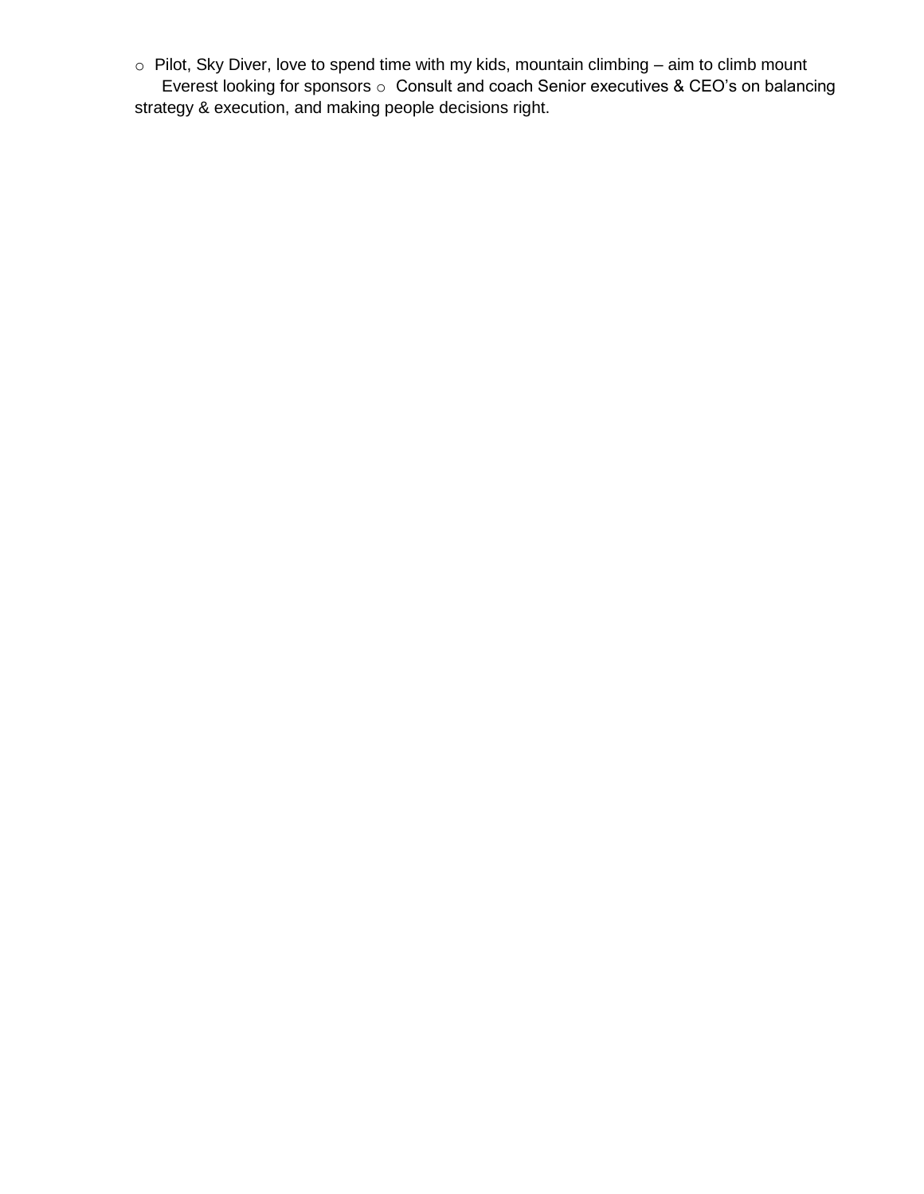- Pilot, Sky Diver, love to spend time with my kids, mountain climbing – aim to climb mount Everest looking for sponsors
- Consult and coach Senior executives & CEO's on balancing strategy & execution, and making people decisions right.